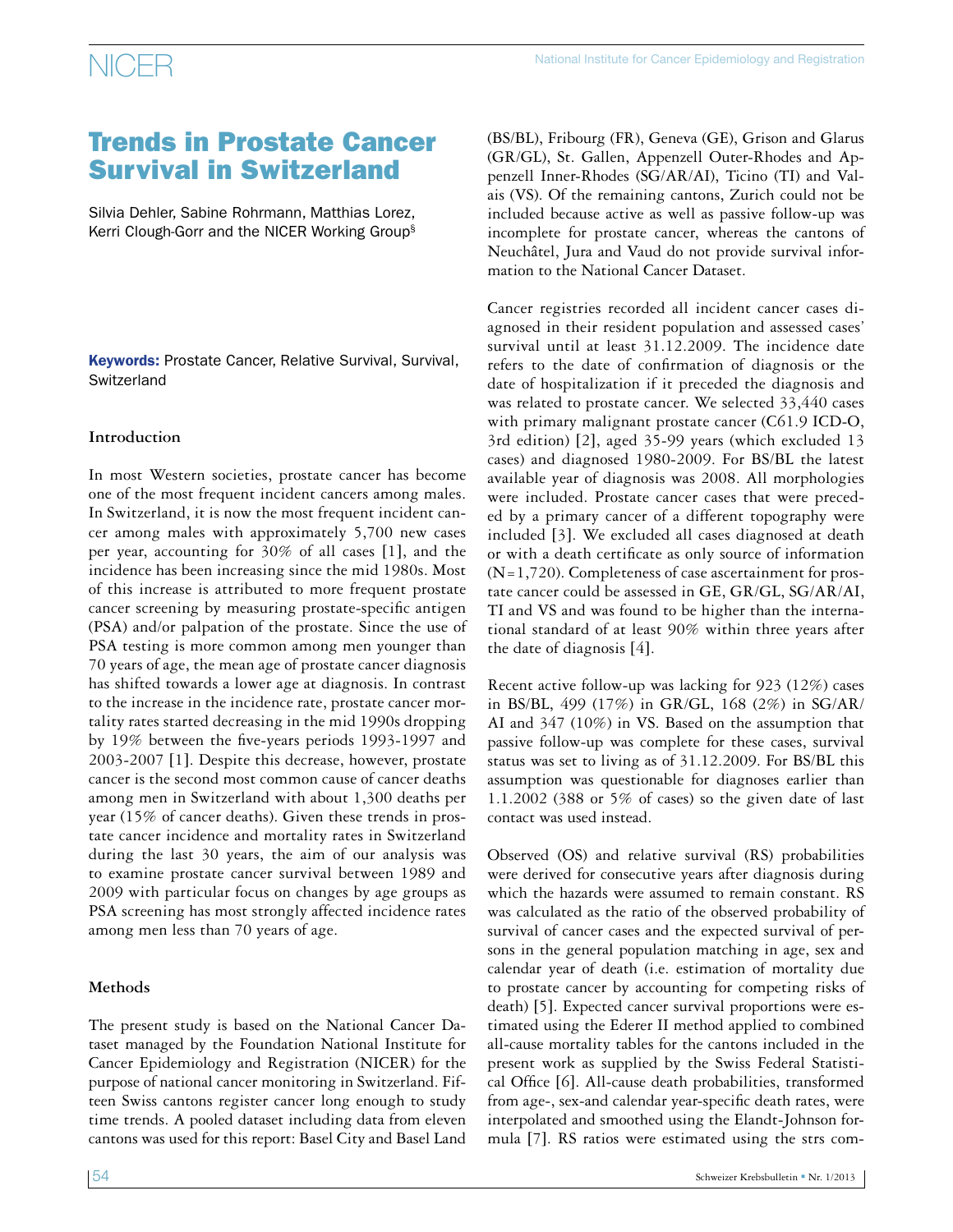# Trends in Prostate Cancer Survival in Switzerland

Silvia Dehler, Sabine Rohrmann, Matthias Lorez, Kerri Clough-Gorr and the NICER Working Group§

**Keywords:** Prostate Cancer, Relative Survival, Survival, Switzerland

## Introduction

In most Western societies, prostate cancer has become one of the most frequent incident cancers among males. In Switzerland, it is now the most frequent incident cancer among males with approximately 5,700 new cases per year, accounting for 30% of all cases [1], and the incidence has been increasing since the mid 1980s. Most of this increase is attributed to more frequent prostate cancer screening by measuring prostate-specific antigen (PSA) and/or palpation of the prostate. Since the use of PSA testing is more common among men younger than 70 years of age, the mean age of prostate cancer diagnosis has shifted towards a lower age at diagnosis. In contrast to the increase in the incidence rate, prostate cancer mortality rates started decreasing in the mid 1990s dropping by 19% between the five-years periods 1993-1997 and 2003-2007 [1]. Despite this decrease, however, prostate cancer is the second most common cause of cancer deaths among men in Switzerland with about 1,300 deaths per year (15% of cancer deaths). Given these trends in prostate cancer incidence and mortality rates in Switzerland during the last 30 years, the aim of our analysis was to examine prostate cancer survival between 1989 and 2009 with particular focus on changes by age groups as PSA screening has most strongly affected incidence rates among men less than 70 years of age.

## Methods

The present study is based on the National Cancer Dataset managed by the Foundation National Institute for Cancer Epidemiology and Registration (NICER) for the purpose of national cancer monitoring in Switzerland. Fifteen Swiss cantons register cancer long enough to study time trends. A pooled dataset including data from eleven cantons was used for this report: Basel City and Basel Land (BS/BL), Fribourg (FR), Geneva (GE), Grison and Glarus (GR/GL), St. Gallen, Appenzell Outer-Rhodes and Appenzell Inner-Rhodes (SG/AR/AI), Ticino (TI) and Valais (VS). Of the remaining cantons, Zurich could not be included because active as well as passive follow-up was incomplete for prostate cancer, whereas the cantons of Neuchâtel, Jura and Vaud do not provide survival information to the National Cancer Dataset.

Cancer registries recorded all incident cancer cases diagnosed in their resident population and assessed cases' survival until at least 31.12.2009. The incidence date refers to the date of confirmation of diagnosis or the date of hospitalization if it preceded the diagnosis and was related to prostate cancer. We selected 33,440 cases with primary malignant prostate cancer (C61.9 ICD-O, 3rd edition) [2], aged 35-99 years (which excluded 13 cases) and diagnosed 1980-2009. For BS/BL the latest available year of diagnosis was 2008. All morphologies were included. Prostate cancer cases that were preceded by a primary cancer of a different topography were included [3]. We excluded all cases diagnosed at death or with a death certificate as only source of information (N=1,720). Completeness of case ascertainment for prostate cancer could be assessed in GE, GR/GL, SG/AR/AI, TI and VS and was found to be higher than the international standard of at least 90% within three years after the date of diagnosis [4].

Recent active follow-up was lacking for 923 (12%) cases in BS/BL, 499 (17%) in GR/GL, 168 (2%) in SG/AR/AI and 347 (10%) in VS. Based on the assumption that passive follow-up was complete for these cases, survival status was set to living as of 31.12.2009. For BS/BL this assumption was questionable for diagnoses earlier than 1.1.2002 (388 or 5% of cases) so the given date of last contact was used instead.

Observed (OS) and relative survival (RS) probabilities were derived for consecutive years after diagnosis during which the hazards were assumed to remain constant. RS was calculated as the ratio of the observed probability of survival of cancer cases and the expected survival of persons in the general population matching in age, sex and calendar year of death (i.e. estimation of mortality due to prostate cancer by accounting for competing risks of death) [5]. Expected cancer survival proportions were estimated using the Ederer II method applied to combined all-cause mortality tables for the cantons included in the present work as supplied by the Swiss Federal Statistical Office [6]. All-cause death probabilities, transformed from age-, sex-and calendar year-specific death rates, were interpolated and smoothed using the Elandt-Johnson formula [7]. RS ratios were estimated using the strs com-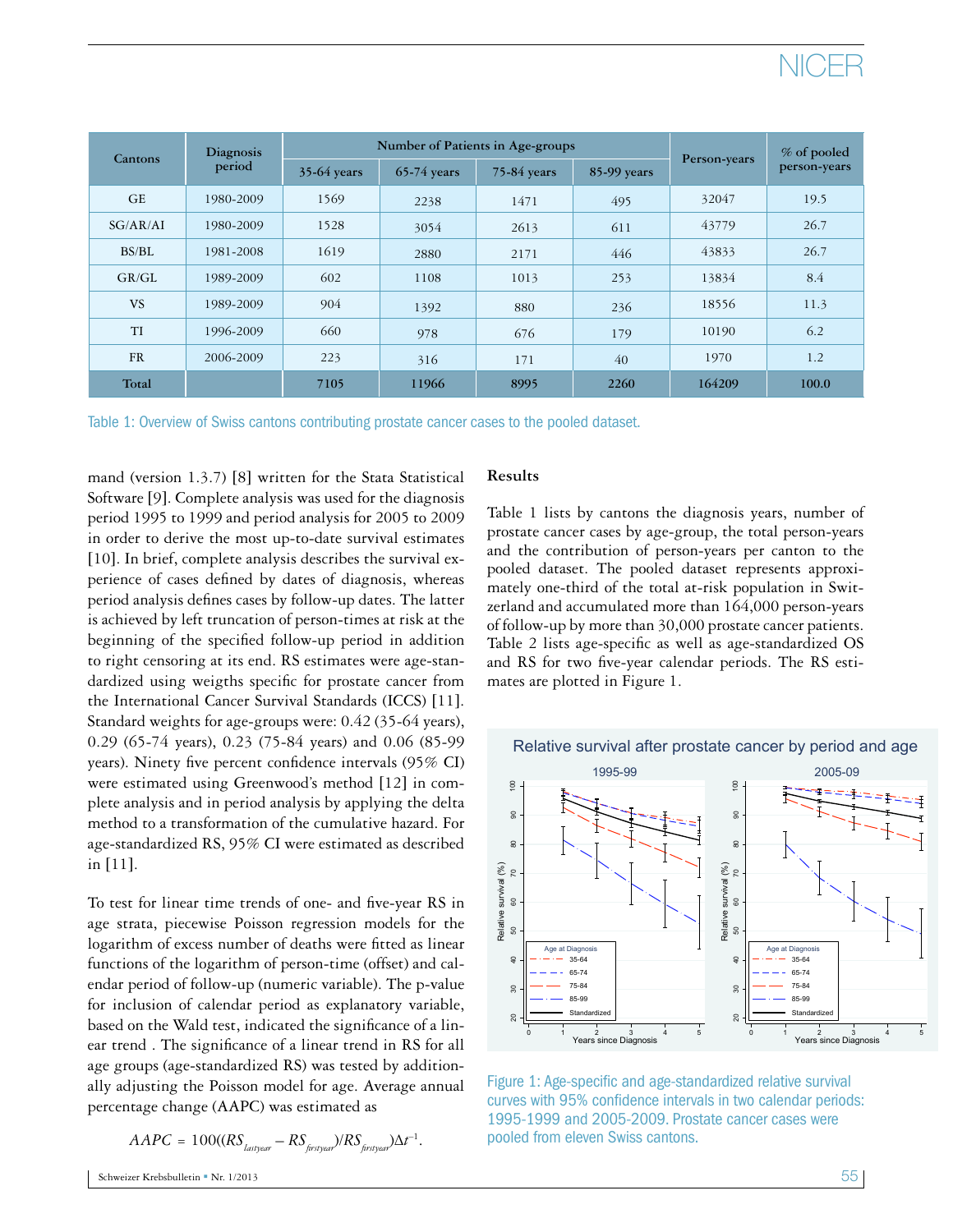| Cantons | Diagnosis period | Number of Patients in Age-groups | | | | Person-years | % of pooled person-years |
|---|---|---|---|---|---|---|---|
| | | 35-64 years | 65-74 years | 75-84 years | 85-99 years | | |
| GE | 1980-2009 | 1569 | 2238 | 1471 | 495 | 32047 | 19.5 |
| SG/AR/AI | 1980-2009 | 1528 | 3054 | 2613 | 611 | 43779 | 26.7 |
| BS/BL | 1981-2008 | 1619 | 2880 | 2171 | 446 | 43833 | 26.7 |
| GR/GL | 1989-2009 | 602 | 1108 | 1013 | 253 | 13834 | 8.4 |
| VS | 1989-2009 | 904 | 1392 | 880 | 236 | 18556 | 11.3 |
| TI | 1996-2009 | 660 | 978 | 676 | 179 | 10190 | 6.2 |
| FR | 2006-2009 | 223 | 316 | 171 | 40 | 1970 | 1.2 |
| **Total** | | **7105** | **11966** | **8995** | **2260** | **164209** | **100.0** |

Table 1: Overview of Swiss cantons contributing prostate cancer cases to the pooled dataset.

mand (version 1.3.7) [8] written for the Stata Statistical Software [9]. Complete analysis was used for the diagnosis period 1995 to 1999 and period analysis for 2005 to 2009 in order to derive the most up-to-date survival estimates [10]. In brief, complete analysis describes the survival experience of cases defined by dates of diagnosis, whereas period analysis defines cases by follow-up dates. The latter is achieved by left truncation of person-times at risk at the beginning of the specified follow-up period in addition to right censoring at its end. RS estimates were age-standardized using weigths specific for prostate cancer from the International Cancer Survival Standards (ICCS) [11]. Standard weights for age-groups were: 0.42 (35-64 years), 0.29 (65-74 years), 0.23 (75-84 years) and 0.06 (85-99 years). Ninety five percent confidence intervals (95% CI) were estimated using Greenwood's method [12] in complete analysis and in period analysis by applying the delta method to a transformation of the cumulative hazard. For age-standardized RS, 95% CI were estimated as described in [11].

To test for linear time trends of one- and five-year RS in age strata, piecewise Poisson regression models for the logarithm of excess number of deaths were fitted as linear functions of the logarithm of person-time (offset) and calendar period of follow-up (numeric variable). The p-value for inclusion of calendar period as explanatory variable, based on the Wald test, indicated the significance of a linear trend . The significance of a linear trend in RS for all age groups (age-standardized RS) was tested by additionally adjusting the Poisson model for age. Average annual percentage change (AAPC) was estimated as

$$AAPC = 100((RS_{lastyear} - RS_{firstyear})/RS_{firstyear})\Delta t^{-1}.$$

**Results**

Table 1 lists by cantons the diagnosis years, number of prostate cancer cases by age-group, the total person-years and the contribution of person-years per canton to the pooled dataset. The pooled dataset represents approximately one-third of the total at-risk population in Switzerland and accumulated more than 164,000 person-years of follow-up by more than 30,000 prostate cancer patients. Table 2 lists age-specific as well as age-standardized OS and RS for two five-year calendar periods. The RS estimates are plotted in Figure 1.

Figure 1: Age-specific and age-standardized relative survival curves with 95% confidence intervals in two calendar periods: 1995-1999 and 2005-2009. Prostate cancer cases were pooled from eleven Swiss cantons.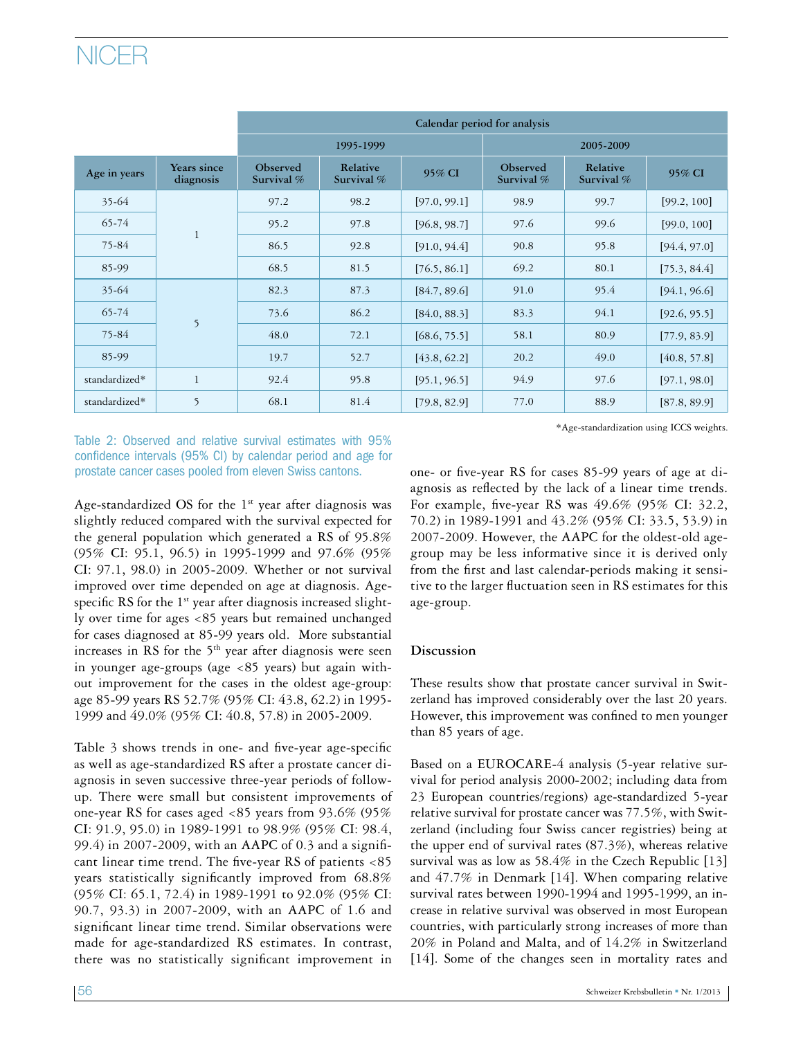| | | Calendar period for analysis | | | | | |
|---|---|---|---|---|---|---|---|
| | | 1995-1999 | | | 2005-2009 | | |
| Age in years | Years since diagnosis | Observed Survival % | Relative Survival % | 95% CI | Observed Survival % | Relative Survival % | 95% CI |
| 35-64 | 1 | 97.2 | 98.2 | [97.0, 99.1] | 98.9 | 99.7 | [99.2, 100] |
| 65-74 | | 95.2 | 97.8 | [96.8, 98.7] | 97.6 | 99.6 | [99.0, 100] |
| 75-84 | | 86.5 | 92.8 | [91.0, 94.4] | 90.8 | 95.8 | [94.4, 97.0] |
| 85-99 | | 68.5 | 81.5 | [76.5, 86.1] | 69.2 | 80.1 | [75.3, 84.4] |
| 35-64 | 5 | 82.3 | 87.3 | [84.7, 89.6] | 91.0 | 95.4 | [94.1, 96.6] |
| 65-74 | | 73.6 | 86.2 | [84.0, 88.3] | 83.3 | 94.1 | [92.6, 95.5] |
| 75-84 | | 48.0 | 72.1 | [68.6, 75.5] | 58.1 | 80.9 | [77.9, 83.9] |
| 85-99 | | 19.7 | 52.7 | [43.8, 62.2] | 20.2 | 49.0 | [40.8, 57.8] |
| standardized* | 1 | 92.4 | 95.8 | [95.1, 96.5] | 94.9 | 97.6 | [97.1, 98.0] |
| standardized* | 5 | 68.1 | 81.4 | [79.8, 82.9] | 77.0 | 88.9 | [87.8, 89.9] |

*Age-standardization using ICCS weights.

Table 2: Observed and relative survival estimates with 95% confidence intervals (95% CI) by calendar period and age for prostate cancer cases pooled from eleven Swiss cantons.

Age-standardized OS for the 1st year after diagnosis was slightly reduced compared with the survival expected for the general population which generated a RS of 95.8% (95% CI: 95.1, 96.5) in 1995-1999 and 97.6% (95% CI: 97.1, 98.0) in 2005-2009. Whether or not survival improved over time depended on age at diagnosis. Age-specific RS for the 1st year after diagnosis increased slightly over time for ages <85 years but remained unchanged for cases diagnosed at 85-99 years old. More substantial increases in RS for the 5th year after diagnosis were seen in younger age-groups (age <85 years) but again without improvement for the cases in the oldest age-group: age 85-99 years RS 52.7% (95% CI: 43.8, 62.2) in 1995-1999 and 49.0% (95% CI: 40.8, 57.8) in 2005-2009.

Table 3 shows trends in one- and five-year age-specific as well as age-standardized RS after a prostate cancer diagnosis in seven successive three-year periods of follow-up. There were small but consistent improvements of one-year RS for cases aged <85 years from 93.6% (95% CI: 91.9, 95.0) in 1989-1991 to 98.9% (95% CI: 98.4, 99.4) in 2007-2009, with an AAPC of 0.3 and a significant linear time trend. The five-year RS of patients <85 years statistically significantly improved from 68.8% (95% CI: 65.1, 72.4) in 1989-1991 to 92.0% (95% CI: 90.7, 93.3) in 2007-2009, with an AAPC of 1.6 and significant linear time trend. Similar observations were made for age-standardized RS estimates. In contrast, there was no statistically significant improvement in one- or five-year RS for cases 85-99 years of age at diagnosis as reflected by the lack of a linear time trends. For example, five-year RS was 49.6% (95% CI: 32.2, 70.2) in 1989-1991 and 43.2% (95% CI: 33.5, 53.9) in 2007-2009. However, the AAPC for the oldest-old age-group may be less informative since it is derived only from the first and last calendar-periods making it sensitive to the larger fluctuation seen in RS estimates for this age-group.

## Discussion

These results show that prostate cancer survival in Switzerland has improved considerably over the last 20 years. However, this improvement was confined to men younger than 85 years of age.

Based on a EUROCARE-4 analysis (5-year relative survival for period analysis 2000-2002; including data from 23 European countries/regions) age-standardized 5-year relative survival for prostate cancer was 77.5%, with Switzerland (including four Swiss cancer registries) being at the upper end of survival rates (87.3%), whereas relative survival was as low as 58.4% in the Czech Republic [13] and 47.7% in Denmark [14]. When comparing relative survival rates between 1990-1994 and 1995-1999, an increase in relative survival was observed in most European countries, with particularly strong increases of more than 20% in Poland and Malta, and of 14.2% in Switzerland [14]. Some of the changes seen in mortality rates and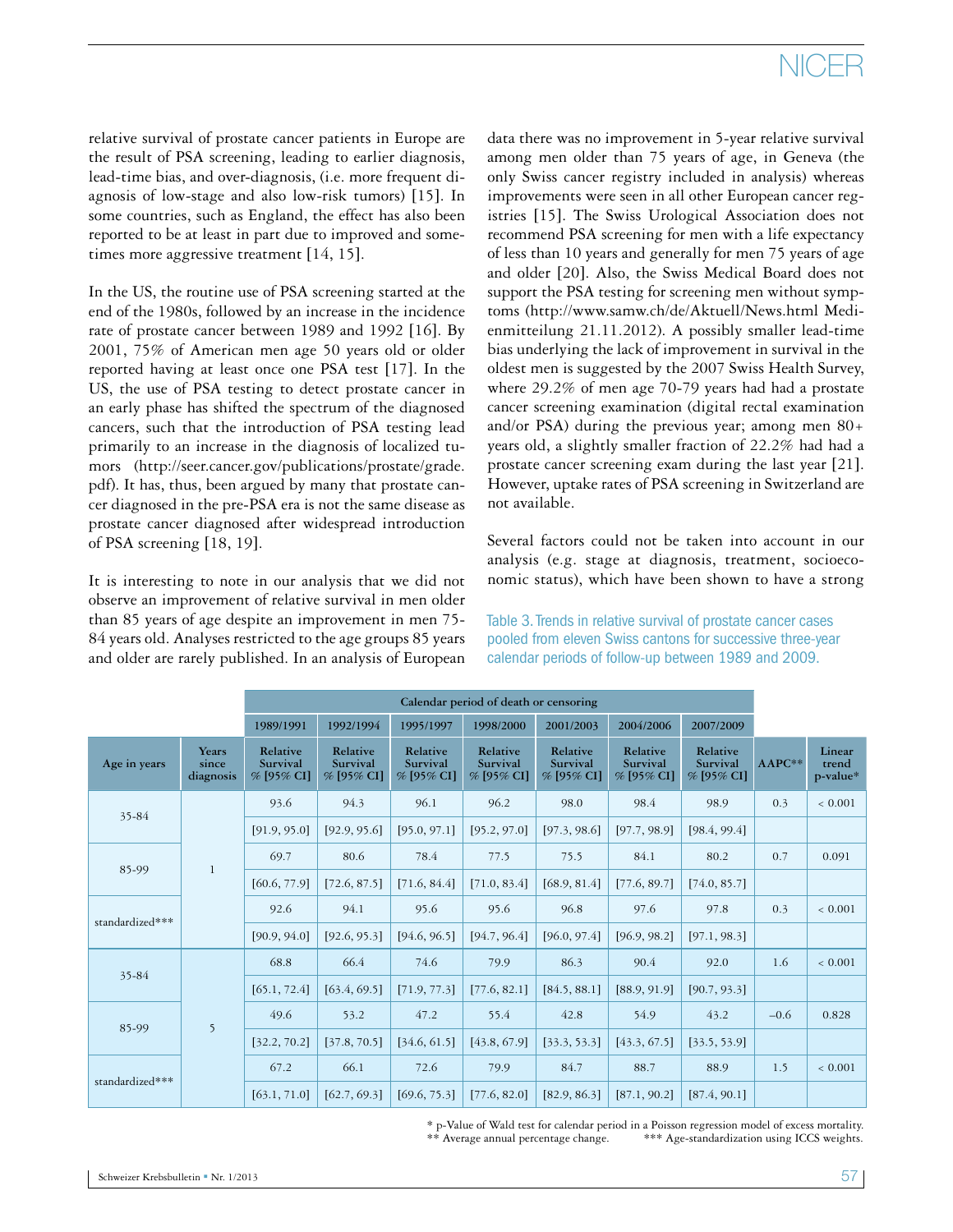relative survival of prostate cancer patients in Europe are the result of PSA screening, leading to earlier diagnosis, lead-time bias, and over-diagnosis, (i.e. more frequent diagnosis of low-stage and also low-risk tumors) [15]. In some countries, such as England, the effect has also been reported to be at least in part due to improved and sometimes more aggressive treatment [14, 15].

In the US, the routine use of PSA screening started at the end of the 1980s, followed by an increase in the incidence rate of prostate cancer between 1989 and 1992 [16]. By 2001, 75% of American men age 50 years old or older reported having at least once one PSA test [17]. In the US, the use of PSA testing to detect prostate cancer in an early phase has shifted the spectrum of the diagnosed cancers, such that the introduction of PSA testing lead primarily to an increase in the diagnosis of localized tumors (http://seer.cancer.gov/publications/prostate/grade.pdf). It has, thus, been argued by many that prostate cancer diagnosed in the pre-PSA era is not the same disease as prostate cancer diagnosed after widespread introduction of PSA screening [18, 19].

It is interesting to note in our analysis that we did not observe an improvement of relative survival in men older than 85 years of age despite an improvement in men 75-84 years old. Analyses restricted to the age groups 85 years and older are rarely published. In an analysis of European data there was no improvement in 5-year relative survival among men older than 75 years of age, in Geneva (the only Swiss cancer registry included in analysis) whereas improvements were seen in all other European cancer registries [15]. The Swiss Urological Association does not recommend PSA screening for men with a life expectancy of less than 10 years and generally for men 75 years of age and older [20]. Also, the Swiss Medical Board does not support the PSA testing for screening men without symptoms (http://www.samw.ch/de/Aktuell/News.html Medienmitteilung 21.11.2012). A possibly smaller lead-time bias underlying the lack of improvement in survival in the oldest men is suggested by the 2007 Swiss Health Survey, where 29.2% of men age 70-79 years had had a prostate cancer screening examination (digital rectal examination and/or PSA) during the previous year; among men 80+ years old, a slightly smaller fraction of 22.2% had had a prostate cancer screening exam during the last year [21]. However, uptake rates of PSA screening in Switzerland are not available.

Several factors could not be taken into account in our analysis (e.g. stage at diagnosis, treatment, socioeconomic status), which have been shown to have a strong

Table 3. Trends in relative survival of prostate cancer cases pooled from eleven Swiss cantons for successive three-year calendar periods of follow-up between 1989 and 2009.

| | | Calendar period of death or censoring | | | | | | | | |
|---|---|---|---|---|---|---|---|---|---|---|
| | | 1989/1991 | 1992/1994 | 1995/1997 | 1998/2000 | 2001/2003 | 2004/2006 | 2007/2009 | | |
| Age in years | Years since diagnosis | Relative Survival % [95% CI] | Relative Survival % [95% CI] | Relative Survival % [95% CI] | Relative Survival % [95% CI] | Relative Survival % [95% CI] | Relative Survival % [95% CI] | Relative Survival % [95% CI] | AAPC** | Linear trend p-value* |
| 35-84 | 1 | 93.6 | 94.3 | 96.1 | 96.2 | 98.0 | 98.4 | 98.9 | 0.3 | < 0.001 |
| | | [91.9, 95.0] | [92.9, 95.6] | [95.0, 97.1] | [95.2, 97.0] | [97.3, 98.6] | [97.7, 98.9] | [98.4, 99.4] | | |
| 85-99 | | 69.7 | 80.6 | 78.4 | 77.5 | 75.5 | 84.1 | 80.2 | 0.7 | 0.091 |
| | | [60.6, 77.9] | [72.6, 87.5] | [71.6, 84.4] | [71.0, 83.4] | [68.9, 81.4] | [77.6, 89.7] | [74.0, 85.7] | | |
| standardized*** | | 92.6 | 94.1 | 95.6 | 95.6 | 96.8 | 97.6 | 97.8 | 0.3 | < 0.001 |
| | | [90.9, 94.0] | [92.6, 95.3] | [94.6, 96.5] | [94.7, 96.4] | [96.0, 97.4] | [96.9, 98.2] | [97.1, 98.3] | | |
| 35-84 | 5 | 68.8 | 66.4 | 74.6 | 79.9 | 86.3 | 90.4 | 92.0 | 1.6 | < 0.001 |
| | | [65.1, 72.4] | [63.4, 69.5] | [71.9, 77.3] | [77.6, 82.1] | [84.5, 88.1] | [88.9, 91.9] | [90.7, 93.3] | | |
| 85-99 | | 49.6 | 53.2 | 47.2 | 55.4 | 42.8 | 54.9 | 43.2 | −0.6 | 0.828 |
| | | [32.2, 70.2] | [37.8, 70.5] | [34.6, 61.5] | [43.8, 67.9] | [33.3, 53.3] | [43.3, 67.5] | [33.5, 53.9] | | |
| standardized*** | | 67.2 | 66.1 | 72.6 | 79.9 | 84.7 | 88.7 | 88.9 | 1.5 | < 0.001 |
| | | [63.1, 71.0] | [62.7, 69.3] | [69.6, 75.3] | [77.6, 82.0] | [82.9, 86.3] | [87.1, 90.2] | [87.4, 90.1] | | |

\* p-Value of Wald test for calendar period in a Poisson regression model of excess mortality.
** Average annual percentage change. *** Age-standardization using ICCS weights.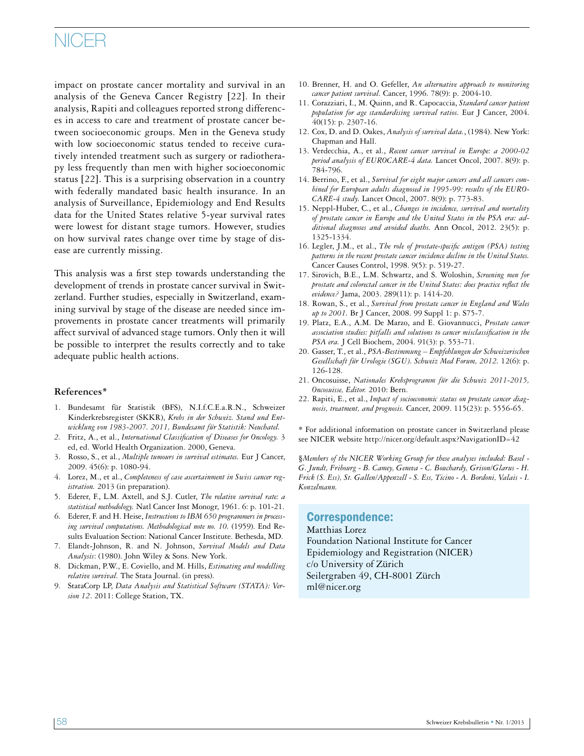impact on prostate cancer mortality and survival in an analysis of the Geneva Cancer Registry [22]. In their analysis, Rapiti and colleagues reported strong differences in access to care and treatment of prostate cancer between socioeconomic groups. Men in the Geneva study with low socioeconomic status tended to receive curatively intended treatment such as surgery or radiotherapy less frequently than men with higher socioeconomic status [22]. This is a surprising observation in a country with federally mandated basic health insurance. In an analysis of Surveillance, Epidemiology and End Results data for the United States relative 5-year survival rates were lowest for distant stage tumors. However, studies on how survival rates change over time by stage of disease are currently missing.

This analysis was a first step towards understanding the development of trends in prostate cancer survival in Switzerland. Further studies, especially in Switzerland, examining survival by stage of the disease are needed since improvements in prostate cancer treatments will primarily affect survival of advanced stage tumors. Only then it will be possible to interpret the results correctly and to take adequate public health actions.

## References*

1. Bundesamt für Statistik (BFS), N.I.f.C.E.a.R.N., Schweizer Kinderkrebsregister (SKKR), *Krebs in der Schweiz. Stand und Entwicklung von 1983-2007. 2011, Bundesamt für Statistik: Neuchatel.*
2. Fritz, A., et al., *International Classification of Diseases for Oncology.* 3 ed, ed. World Health Organization. 2000, Geneva.
3. Rosso, S., et al., *Multiple tumours in survival estimates.* Eur J Cancer, 2009. 45(6): p. 1080-94.
4. Lorez, M., et al., *Completeness of case ascertainment in Swiss cancer registration.* 2013 (in preparation).
5. Ederer, F., L.M. Axtell, and S.J. Cutler, *The relative survival rate: a statistical methodology.* Natl Cancer Inst Monogr, 1961. 6: p. 101-21.
6. Ederer, F. and H. Heise, *Instructions to IBM 650 programmers in processing survival computations. Methodological note no. 10.* (1959). End Results Evaluation Section: National Cancer Institute. Bethesda, MD.
7. Elandt-Johnson, R. and N. Johnson, *Survival Models and Data Analysis*: (1980). John Wiley & Sons. New York.
8. Dickman, P.W., E. Coviello, and M. Hills, *Estimating and modelling relative survival.* The Stata Journal. (in press).
9. StataCorp LP, *Data Analysis and Statistical Software (STATA): Version 12*. 2011: College Station, TX.
10. Brenner, H. and O. Gefeller, *An alternative approach to monitoring cancer patient survival.* Cancer, 1996. 78(9): p. 2004-10.
11. Corazziari, I., M. Quinn, and R. Capocaccia, *Standard cancer patient population for age standardising survival ratios.* Eur J Cancer, 2004. 40(15): p. 2307-16.
12. Cox, D. and D. Oakes, *Analysis of survival data.*, (1984). New York: Chapman and Hall.
13. Verdecchia, A., et al., *Recent cancer survival in Europe: a 2000-02 period analysis of EUROCARE-4 data.* Lancet Oncol, 2007. 8(9): p. 784-796.
14. Berrino, F., et al., *Survival for eight major cancers and all cancers combined for European adults diagnosed in 1995-99: results of the EUROCARE-4 study.* Lancet Oncol, 2007. 8(9): p. 773-83.
15. Neppl-Huber, C., et al., *Changes in incidence, survival and mortality of prostate cancer in Europe and the United States in the PSA era: additional diagnoses and avoided deaths.* Ann Oncol, 2012. 23(5): p. 1325-1334.
16. Legler, J.M., et al., *The role of prostate-specific antigen (PSA) testing patterns in the recent prostate cancer incidence decline in the United States.* Cancer Causes Control, 1998. 9(5): p. 519-27.
17. Sirovich, B.E., L.M. Schwartz, and S. Woloshin, *Screening men for prostate and colorectal cancer in the United States: does practice reflect the evidence?* Jama, 2003. 289(11): p. 1414-20.
18. Rowan, S., et al., *Survival from prostate cancer in England and Wales up to 2001.* Br J Cancer, 2008. 99 Suppl 1: p. S75-7.
19. Platz, E.A., A.M. De Marzo, and E. Giovannucci, *Prostate cancer association studies: pitfalls and solutions to cancer misclassification in the PSA era.* J Cell Biochem, 2004. 91(3): p. 553-71.
20. Gasser, T., et al., *PSA-Bestimmung – Empfehlungen der Schweizerischen Gesellschaft für Urologie (SGU). Schweiz Med Forum, 2012.* 12(6): p. 126-128.
21. Oncosuisse, *Nationales Krebsprogramm für die Schweiz 2011-2015, Oncosuisse, Editor.* 2010: Bern.
22. Rapiti, E., et al., *Impact of socioeconomic status on prostate cancer diagnosis, treatment, and prognosis.* Cancer, 2009. 115(23): p. 5556-65.

\* For additional information on prostate cancer in Switzerland please see NICER website http://nicer.org/default.aspx?NavigationID=42

*§Members of the NICER Working Group for these analyses included: Basel - G. Jundt, Fribourg - B. Camey, Geneva - C. Bouchardy, Grison/Glarus - H. Frick (S. Ess), St. Gallen/Appenzell - S. Ess, Ticino - A. Bordoni, Valais - I. Konzelmann.*

## Correspondence:

Matthias Lorez
Foundation National Institute for Cancer Epidemiology and Registration (NICER)
c/o University of Zürich
Seilergraben 49, CH-8001 Zürch
ml@nicer.org